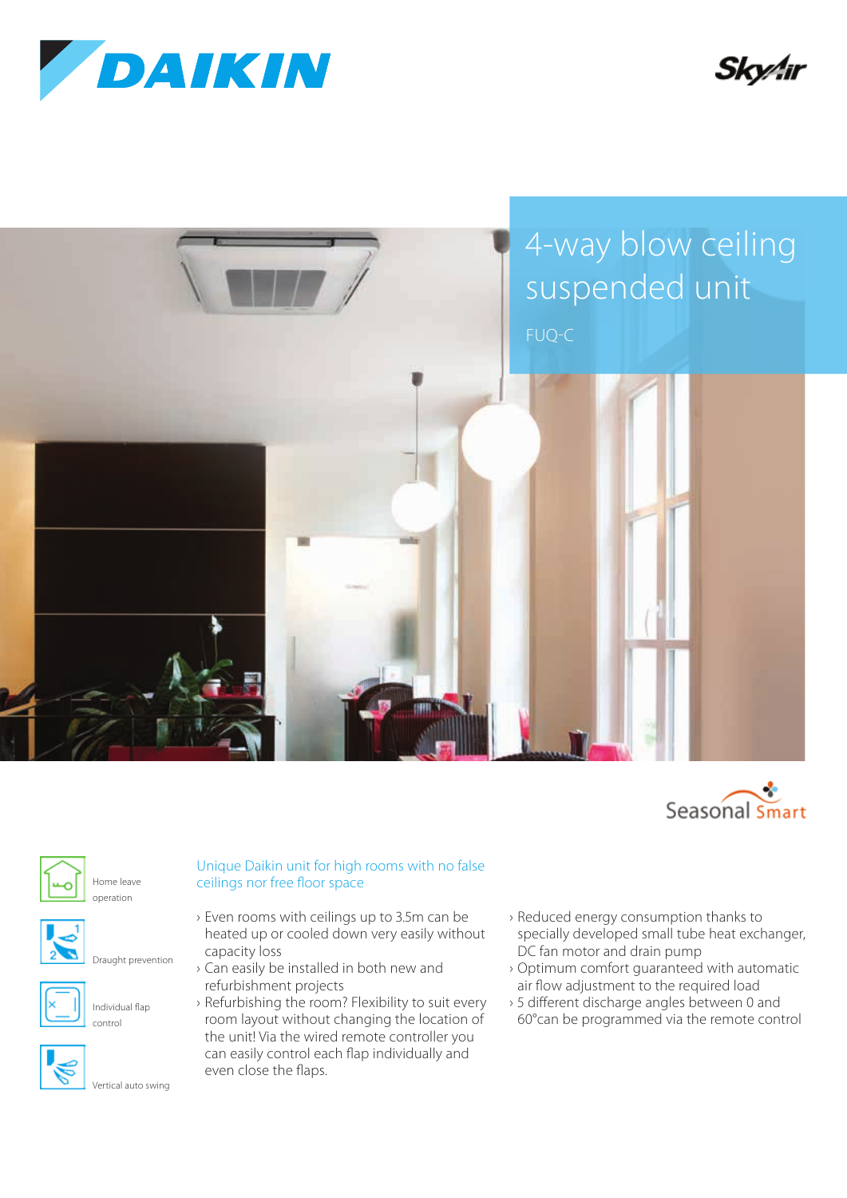DAIKIN

SkyAir

# 4-way blow ceiling suspended unit

FUQ-C

Seasonal Smart

- Home leave operation
- Draught prevention
- Individual flap control
- Vertical auto swing

## Unique Daikin unit for high rooms with no false ceilings nor free floor space

- Even rooms with ceilings up to 3.5m can be heated up or cooled down very easily without capacity loss
- Can easily be installed in both new and refurbishment projects
- Refurbishing the room? Flexibility to suit every room layout without changing the location of the unit! Via the wired remote controller you can easily control each flap individually and even close the flaps.
- Reduced energy consumption thanks to specially developed small tube heat exchanger, DC fan motor and drain pump
- Optimum comfort guaranteed with automatic air flow adjustment to the required load
- 5 different discharge angles between 0 and 60°can be programmed via the remote control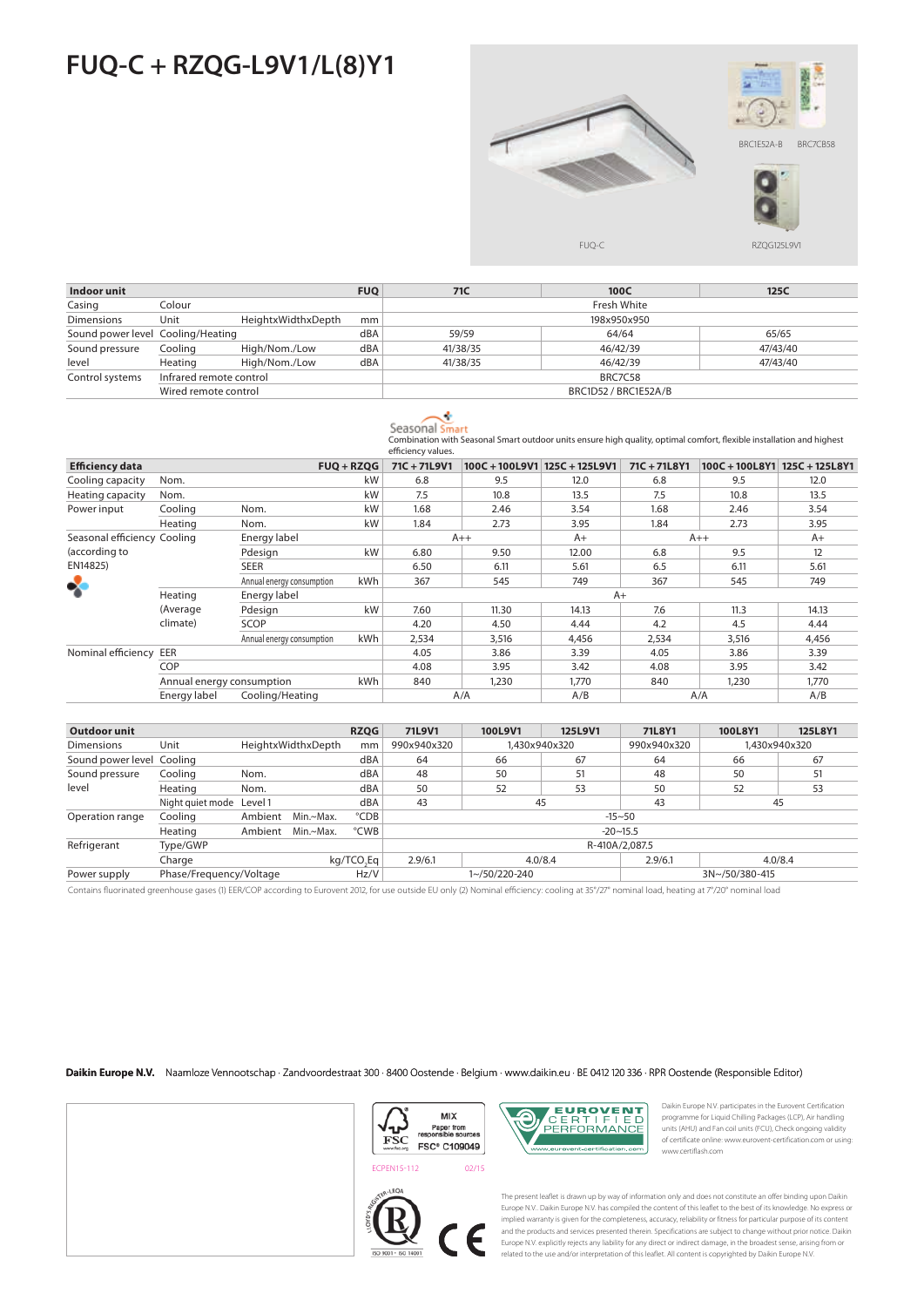# FUQ-C + RZQG-L9V1/L(8)Y1

BRC1E52A-B BRC7CB58

FUQ-C

RZQG125L9V1

| Indoor unit | | | FUQ | 71C | 100C | 125C |
|---|---|---|---|---|---|---|
| Casing | Colour | | | Fresh White | | |
| Dimensions | Unit | HeightxWidthxDepth | mm | 198x950x950 | | |
| Sound power level | Cooling/Heating | | dBA | 59/59 | 64/64 | 65/65 |
| Sound pressure level | Cooling | High/Nom./Low | dBA | 41/38/35 | 46/42/39 | 47/43/40 |
| | Heating | High/Nom./Low | dBA | 41/38/35 | 46/42/39 | 47/43/40 |
| Control systems | Infrared remote control | | | BRC7C58 | | |
| | Wired remote control | | | BRC1D52 / BRC1E52A/B | | |

Seasonal Smart
Combination with Seasonal Smart outdoor units ensure high quality, optimal comfort, flexible installation and highest efficiency values.

| Efficiency data | | | FUQ + RZQG | 71C + 71L9V1 | 100C + 100L9V1 | 125C + 125L9V1 | 71C + 71L8Y1 | 100C + 100L8Y1 | 125C + 125L8Y1 |
|---|---|---|---|---|---|---|---|---|---|
| Cooling capacity | Nom. | | kW | 6.8 | 9.5 | 12.0 | 6.8 | 9.5 | 12.0 |
| Heating capacity | Nom. | | kW | 7.5 | 10.8 | 13.5 | 7.5 | 10.8 | 13.5 |
| Power input | Cooling | Nom. | kW | 1.68 | 2.46 | 3.54 | 1.68 | 2.46 | 3.54 |
| | Heating | Nom. | kW | 1.84 | 2.73 | 3.95 | 1.84 | 2.73 | 3.95 |
| Seasonal efficiency (according to EN14825) | Cooling | Energy label | | A++ | | A+ | A++ | | A+ |
| | | Pdesign | kW | 6.80 | 9.50 | 12.00 | 6.8 | 9.5 | 12 |
| | | SEER | | 6.50 | 6.11 | 5.61 | 6.5 | 6.11 | 5.61 |
| | | Annual energy consumption | kWh | 367 | 545 | 749 | 367 | 545 | 749 |
| | Heating (Average climate) | Energy label | | A+ | | | | | |
| | | Pdesign | kW | 7.60 | 11.30 | 14.13 | 7.6 | 11.3 | 14.13 |
| | | SCOP | | 4.20 | 4.50 | 4.44 | 4.2 | 4.5 | 4.44 |
| | | Annual energy consumption | kWh | 2,534 | 3,516 | 4,456 | 2,534 | 3,516 | 4,456 |
| Nominal efficiency | EER | | | 4.05 | 3.86 | 3.39 | 4.05 | 3.86 | 3.39 |
| | COP | | | 4.08 | 3.95 | 3.42 | 4.08 | 3.95 | 3.42 |
| | Annual energy consumption | | kWh | 840 | 1,230 | 1,770 | 840 | 1,230 | 1,770 |
| | Energy label | Cooling/Heating | | A/A | | A/B | A/A | | A/B |

| Outdoor unit | | | | | RZQG | 71L9V1 | 100L9V1 | 125L9V1 | 71L8Y1 | 100L8Y1 | 125L8Y1 |
|---|---|---|---|---|---|---|---|---|---|---|---|
| Dimensions | Unit | HeightxWidthxDepth | | | mm | 990x940x320 | 1,430x940x320 | | 990x940x320 | 1,430x940x320 | |
| Sound power level | Cooling | | | | dBA | 64 | 66 | 67 | 64 | 66 | 67 |
| Sound pressure level | Cooling | Nom. | | | dBA | 48 | 50 | 51 | 48 | 50 | 51 |
| | Heating | Nom. | | | dBA | 50 | 52 | 53 | 50 | 52 | 53 |
| | Night quiet mode | Level 1 | | | dBA | 43 | 45 | | 43 | 45 | |
| Operation range | Cooling | Ambient | Min.~Max. | | °CDB | -15~50 | | | | | |
| | Heating | Ambient | Min.~Max. | | °CWB | -20~15.5 | | | | | |
| Refrigerant | Type/GWP | | | | | R-410A/2,087.5 | | | | | |
| | Charge | | | | kg/TCO₂Eq | 2.9/6.1 | 4.0/8.4 | | 2.9/6.1 | 4.0/8.4 | |
| Power supply | Phase/Frequency/Voltage | | | | Hz/V | 1~/50/220-240 | | | 3N~/50/380-415 | | |

Contains fluorinated greenhouse gases (1) EER/COP according to Eurovent 2012, for use outside EU only (2) Nominal efficiency: cooling at 35°/27° nominal load, heating at 7°/20° nominal load

**Daikin Europe N.V.** Naamloze Vennootschap · Zandvoordestraat 300 · 8400 Oostende · Belgium · www.daikin.eu · BE 0412 120 336 · RPR Oostende (Responsible Editor)

MIX Paper from responsible sources FSC® C109049

ECPEN15-112 02/15

Daikin Europe N.V. participates in the Eurovent Certification programme for Liquid Chilling Packages (LCP), Air handling units (AHU) and Fan coil units (FCU). Check ongoing validity of certificate online: www.eurovent-certification.com or using: www.certiflash.com

ISO 9001 · ISO 14001

The present leaflet is drawn up by way of information only and does not constitute an offer binding upon Daikin Europe N.V.. Daikin Europe N.V. has compiled the content of this leaflet to the best of its knowledge. No express or implied warranty is given for the completeness, accuracy, reliability or fitness for particular purpose of its content and the products and services presented therein. Specifications are subject to change without prior notice. Daikin Europe N.V. explicitly rejects any liability for any direct or indirect damage, in the broadest sense, arising from or related to the use and/or interpretation of this leaflet. All content is copyrighted by Daikin Europe N.V.